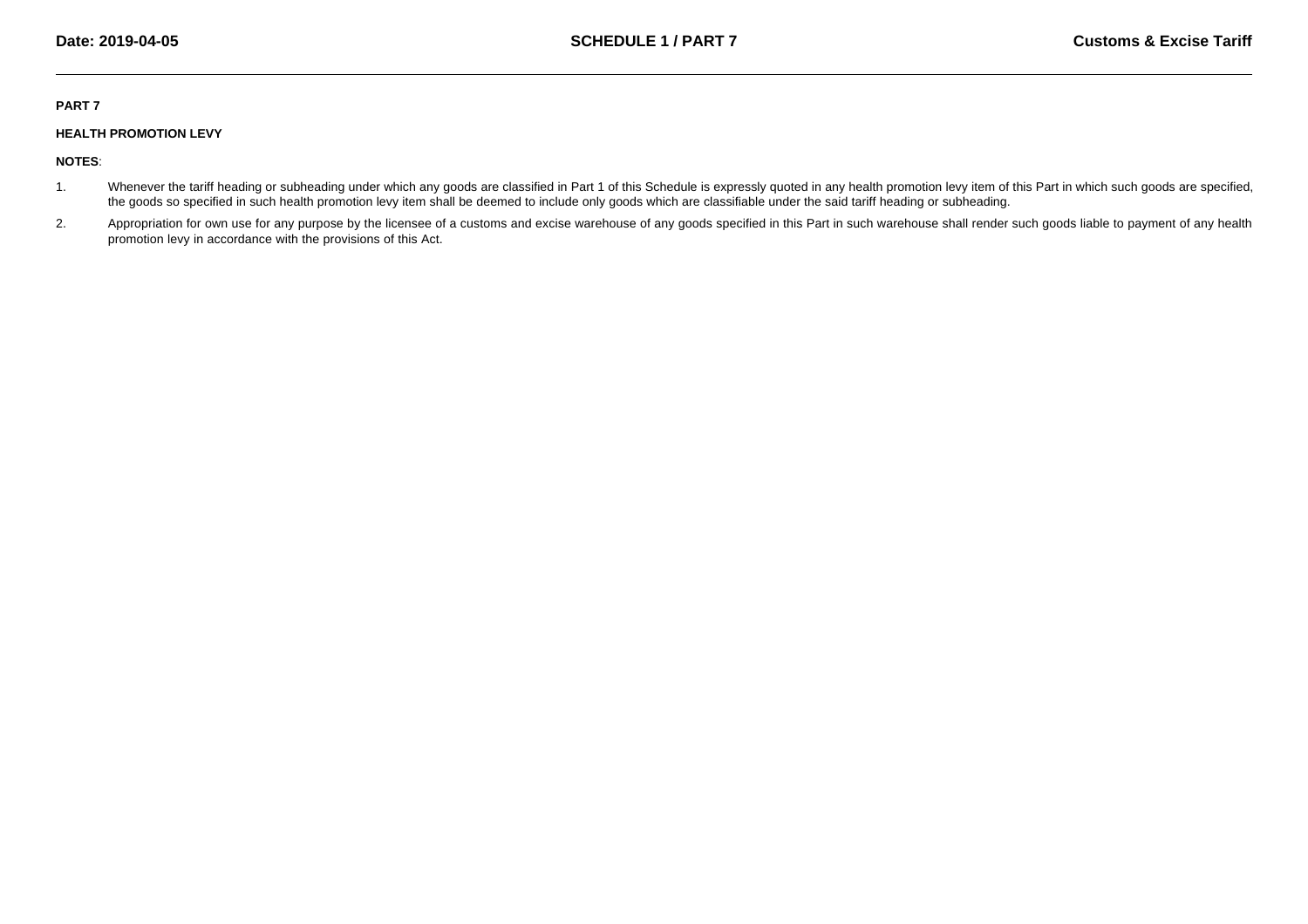**PART 7**

**HEALTH PROMOTION LEVY**

**NOTES**:

1. Whenever the tariff heading or subheading under which any goods are classified in Part 1 of this Schedule is expressly quoted in any health promotion levy item of this Part in which such goods are specified, the goods so specified in such health promotion levy item shall be deemed to include only goods which are classifiable under the said tariff heading or subheading.

2. Appropriation for own use for any purpose by the licensee of a customs and excise warehouse of any goods specified in this Part in such warehouse shall render such goods liable to payment of any health promotion levy in accordance with the provisions of this Act.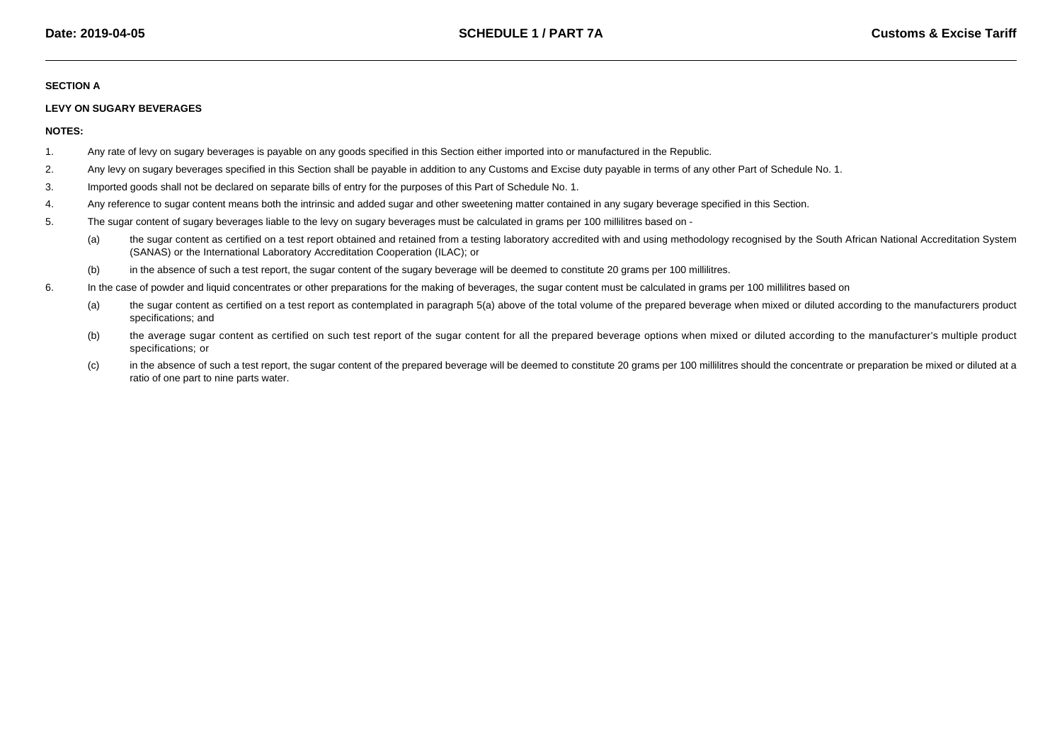**SECTION A**

**LEVY ON SUGARY BEVERAGES**

**NOTES:**

1. Any rate of levy on sugary beverages is payable on any goods specified in this Section either imported into or manufactured in the Republic.
2. Any levy on sugary beverages specified in this Section shall be payable in addition to any Customs and Excise duty payable in terms of any other Part of Schedule No. 1.
3. Imported goods shall not be declared on separate bills of entry for the purposes of this Part of Schedule No. 1.
4. Any reference to sugar content means both the intrinsic and added sugar and other sweetening matter contained in any sugary beverage specified in this Section.
5. The sugar content of sugary beverages liable to the levy on sugary beverages must be calculated in grams per 100 millilitres based on -

   (a) the sugar content as certified on a test report obtained and retained from a testing laboratory accredited with and using methodology recognised by the South African National Accreditation System (SANAS) or the International Laboratory Accreditation Cooperation (ILAC); or

   (b) in the absence of such a test report, the sugar content of the sugary beverage will be deemed to constitute 20 grams per 100 millilitres.

6. In the case of powder and liquid concentrates or other preparations for the making of beverages, the sugar content must be calculated in grams per 100 millilitres based on

   (a) the sugar content as certified on a test report as contemplated in paragraph 5(a) above of the total volume of the prepared beverage when mixed or diluted according to the manufacturers product specifications; and

   (b) the average sugar content as certified on such test report of the sugar content for all the prepared beverage options when mixed or diluted according to the manufacturer's multiple product specifications; or

   (c) in the absence of such a test report, the sugar content of the prepared beverage will be deemed to constitute 20 grams per 100 millilitres should the concentrate or preparation be mixed or diluted at a ratio of one part to nine parts water.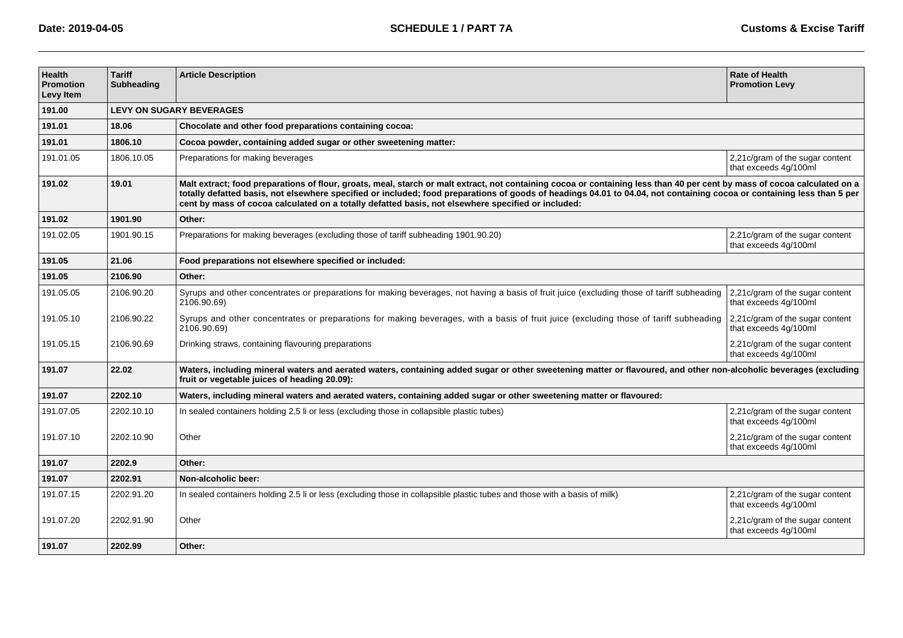| Health Promotion Levy Item | Tariff Subheading | Article Description | Rate of Health Promotion Levy |
|---|---|---|---|
| **191.00** | **LEVY ON SUGARY BEVERAGES** | | |
| **191.01** | **18.06** | **Chocolate and other food preparations containing cocoa:** | |
| **191.01** | **1806.10** | **Cocoa powder, containing added sugar or other sweetening matter:** | |
| 191.01.05 | 1806.10.05 | Preparations for making beverages | 2,21c/gram of the sugar content that exceeds 4g/100ml |
| **191.02** | **19.01** | **Malt extract; food preparations of flour, groats, meal, starch or malt extract, not containing cocoa or containing less than 40 per cent by mass of cocoa calculated on a totally defatted basis, not elsewhere specified or included; food preparations of goods of headings 04.01 to 04.04, not containing cocoa or containing less than 5 per cent by mass of cocoa calculated on a totally defatted basis, not elsewhere specified or included:** | |
| **191.02** | **1901.90** | **Other:** | |
| 191.02.05 | 1901.90.15 | Preparations for making beverages (excluding those of tariff subheading 1901.90.20) | 2,21c/gram of the sugar content that exceeds 4g/100ml |
| **191.05** | **21.06** | **Food preparations not elsewhere specified or included:** | |
| **191.05** | **2106.90** | **Other:** | |
| 191.05.05 | 2106.90.20 | Syrups and other concentrates or preparations for making beverages, not having a basis of fruit juice (excluding those of tariff subheading 2106.90.69) | 2,21c/gram of the sugar content that exceeds 4g/100ml |
| 191.05.10 | 2106.90.22 | Syrups and other concentrates or preparations for making beverages, with a basis of fruit juice (excluding those of tariff subheading 2106.90.69) | 2,21c/gram of the sugar content that exceeds 4g/100ml |
| 191.05.15 | 2106.90.69 | Drinking straws, containing flavouring preparations | 2,21c/gram of the sugar content that exceeds 4g/100ml |
| **191.07** | **22.02** | **Waters, including mineral waters and aerated waters, containing added sugar or other sweetening matter or flavoured, and other non-alcoholic beverages (excluding fruit or vegetable juices of heading 20.09):** | |
| **191.07** | **2202.10** | **Waters, including mineral waters and aerated waters, containing added sugar or other sweetening matter or flavoured:** | |
| 191.07.05 | 2202.10.10 | In sealed containers holding 2,5 li or less (excluding those in collapsible plastic tubes) | 2,21c/gram of the sugar content that exceeds 4g/100ml |
| 191.07.10 | 2202.10.90 | Other | 2,21c/gram of the sugar content that exceeds 4g/100ml |
| **191.07** | **2202.9** | **Other:** | |
| **191.07** | **2202.91** | **Non-alcoholic beer:** | |
| 191.07.15 | 2202.91.20 | In sealed containers holding 2.5 li or less (excluding those in collapsible plastic tubes and those with a basis of milk) | 2,21c/gram of the sugar content that exceeds 4g/100ml |
| 191.07.20 | 2202.91.90 | Other | 2,21c/gram of the sugar content that exceeds 4g/100ml |
| **191.07** | **2202.99** | **Other:** | |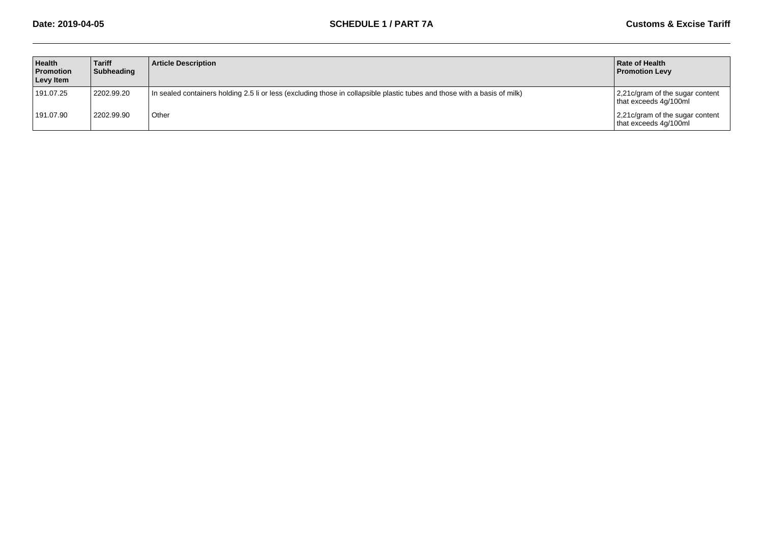| Health Promotion Levy Item | Tariff Subheading | Article Description | Rate of Health Promotion Levy |
|---|---|---|---|
| 191.07.25 | 2202.99.20 | In sealed containers holding 2.5 li or less (excluding those in collapsible plastic tubes and those with a basis of milk) | 2,21c/gram of the sugar content that exceeds 4g/100ml |
| 191.07.90 | 2202.99.90 | Other | 2,21c/gram of the sugar content that exceeds 4g/100ml |